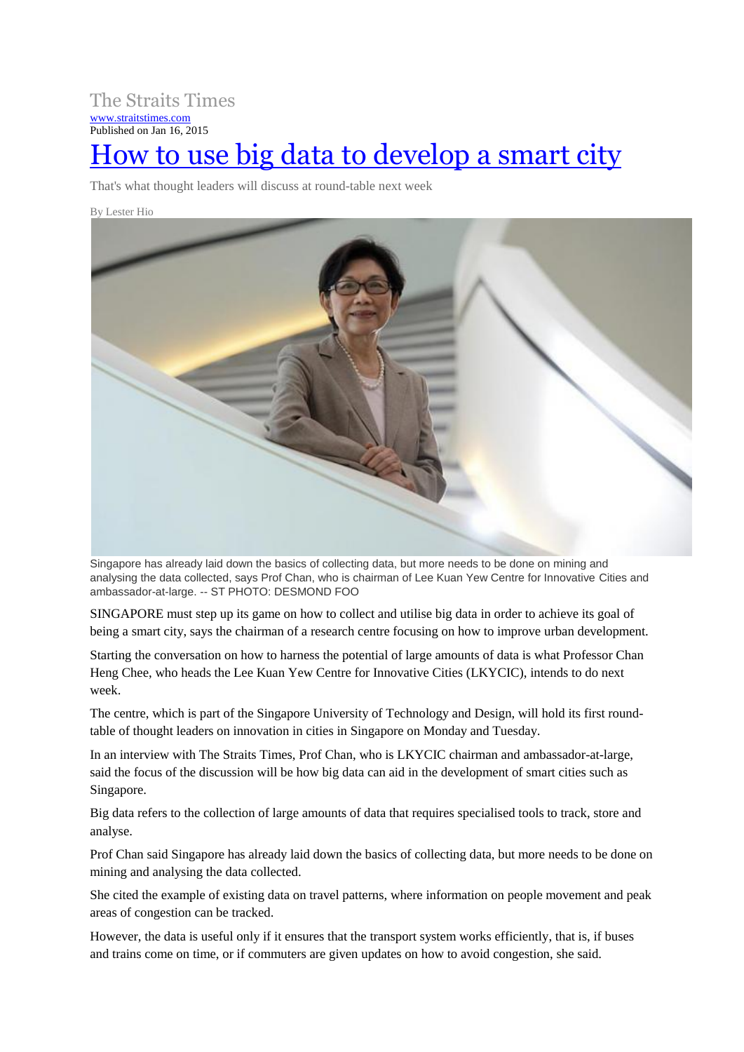The Straits Times

www.straitstimes.com

Published on Jan 16, 2015

# How to use big data to develop a smart city

That's what thought leaders will discuss at round-table next week

By Lester Hio

Singapore has already laid down the basics of collecting data, but more needs to be done on mining and analysing the data collected, says Prof Chan, who is chairman of Lee Kuan Yew Centre for Innovative Cities and ambassador-at-large. -- ST PHOTO: DESMOND FOO

SINGAPORE must step up its game on how to collect and utilise big data in order to achieve its goal of being a smart city, says the chairman of a research centre focusing on how to improve urban development.

Starting the conversation on how to harness the potential of large amounts of data is what Professor Chan Heng Chee, who heads the Lee Kuan Yew Centre for Innovative Cities (LKYCIC), intends to do next week.

The centre, which is part of the Singapore University of Technology and Design, will hold its first round-table of thought leaders on innovation in cities in Singapore on Monday and Tuesday.

In an interview with The Straits Times, Prof Chan, who is LKYCIC chairman and ambassador-at-large, said the focus of the discussion will be how big data can aid in the development of smart cities such as Singapore.

Big data refers to the collection of large amounts of data that requires specialised tools to track, store and analyse.

Prof Chan said Singapore has already laid down the basics of collecting data, but more needs to be done on mining and analysing the data collected.

She cited the example of existing data on travel patterns, where information on people movement and peak areas of congestion can be tracked.

However, the data is useful only if it ensures that the transport system works efficiently, that is, if buses and trains come on time, or if commuters are given updates on how to avoid congestion, she said.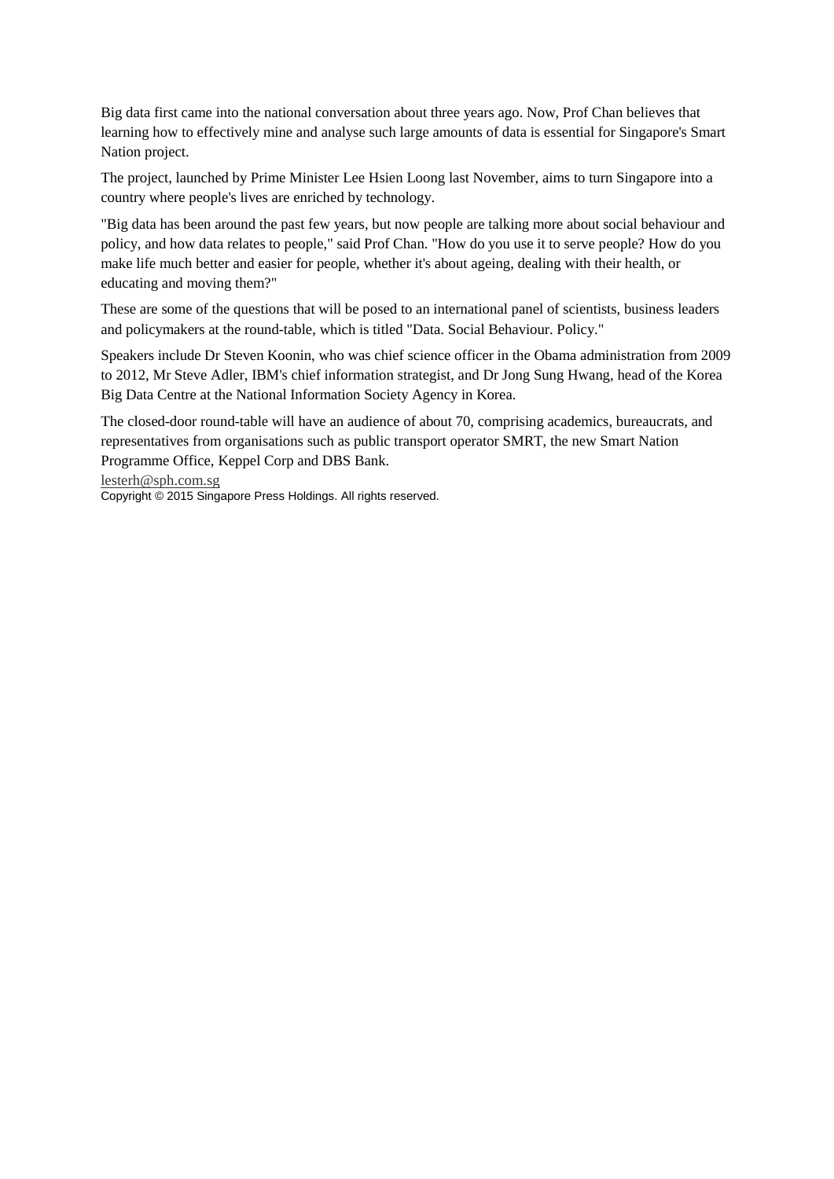Big data first came into the national conversation about three years ago. Now, Prof Chan believes that learning how to effectively mine and analyse such large amounts of data is essential for Singapore's Smart Nation project.

The project, launched by Prime Minister Lee Hsien Loong last November, aims to turn Singapore into a country where people's lives are enriched by technology.

"Big data has been around the past few years, but now people are talking more about social behaviour and policy, and how data relates to people," said Prof Chan. "How do you use it to serve people? How do you make life much better and easier for people, whether it's about ageing, dealing with their health, or educating and moving them?"

These are some of the questions that will be posed to an international panel of scientists, business leaders and policymakers at the round-table, which is titled "Data. Social Behaviour. Policy."

Speakers include Dr Steven Koonin, who was chief science officer in the Obama administration from 2009 to 2012, Mr Steve Adler, IBM's chief information strategist, and Dr Jong Sung Hwang, head of the Korea Big Data Centre at the National Information Society Agency in Korea.

The closed-door round-table will have an audience of about 70, comprising academics, bureaucrats, and representatives from organisations such as public transport operator SMRT, the new Smart Nation Programme Office, Keppel Corp and DBS Bank.

lesterh@sph.com.sg

Copyright © 2015 Singapore Press Holdings. All rights reserved.